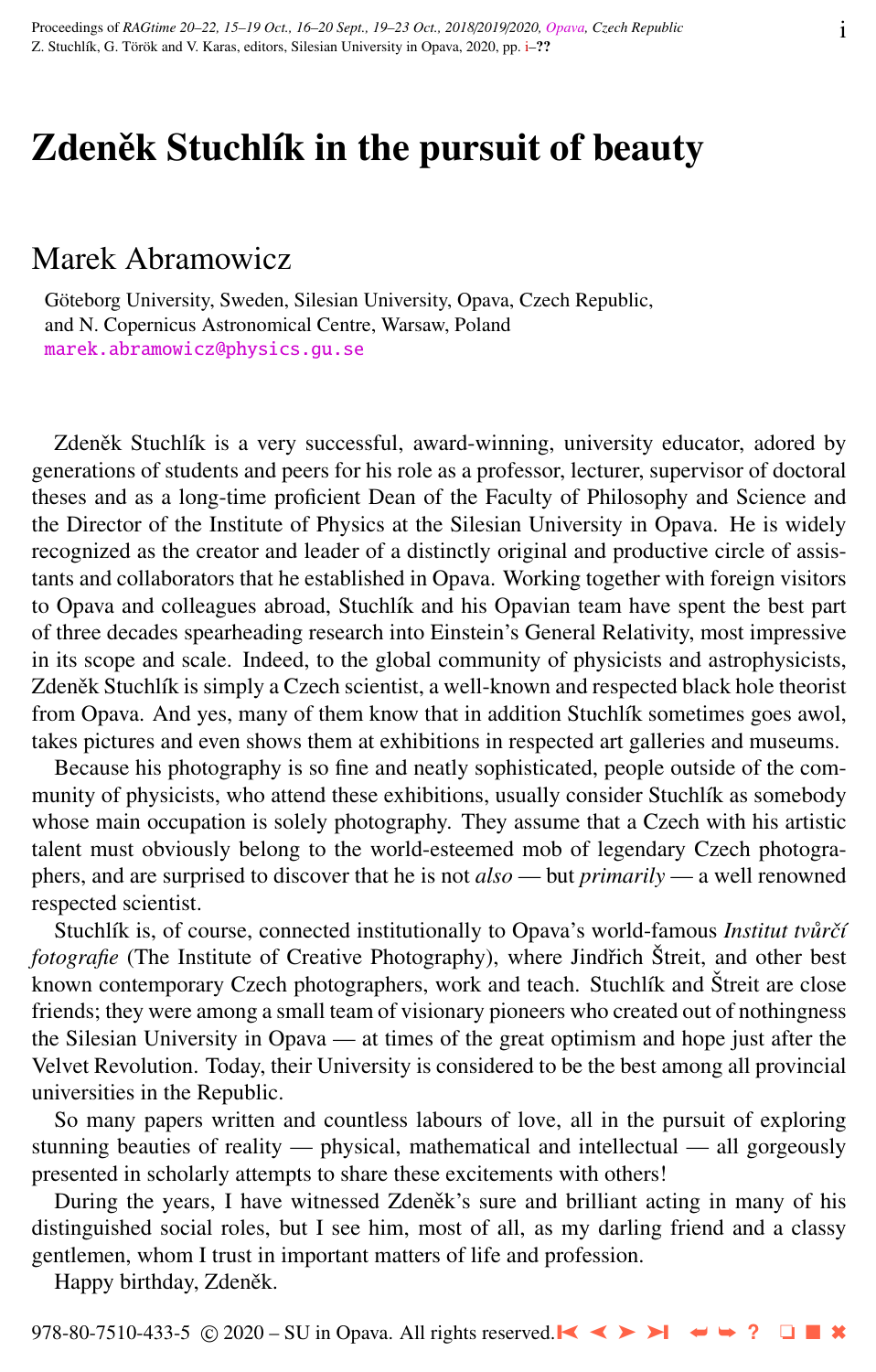# Zdeněk Stuchlík in the pursuit of beauty

## Marek Abramowicz

Göteborg University, Sweden, Silesian University, Opava, Czech Republic, and N. Copernicus Astronomical Centre, Warsaw, Poland
marek.abramowicz@physics.gu.se

Zdeněk Stuchlík is a very successful, award-winning, university educator, adored by generations of students and peers for his role as a professor, lecturer, supervisor of doctoral theses and as a long-time proficient Dean of the Faculty of Philosophy and Science and the Director of the Institute of Physics at the Silesian University in Opava. He is widely recognized as the creator and leader of a distinctly original and productive circle of assistants and collaborators that he established in Opava. Working together with foreign visitors to Opava and colleagues abroad, Stuchlík and his Opavian team have spent the best part of three decades spearheading research into Einstein's General Relativity, most impressive in its scope and scale. Indeed, to the global community of physicists and astrophysicists, Zdeněk Stuchlík is simply a Czech scientist, a well-known and respected black hole theorist from Opava. And yes, many of them know that in addition Stuchlík sometimes goes awol, takes pictures and even shows them at exhibitions in respected art galleries and museums.

Because his photography is so fine and neatly sophisticated, people outside of the community of physicists, who attend these exhibitions, usually consider Stuchlík as somebody whose main occupation is solely photography. They assume that a Czech with his artistic talent must obviously belong to the world-esteemed mob of legendary Czech photographers, and are surprised to discover that he is not *also* — but *primarily* — a well renowned respected scientist.

Stuchlík is, of course, connected institutionally to Opava's world-famous *Institut tvůrčí fotografie* (The Institute of Creative Photography), where Jindřich Štreit, and other best known contemporary Czech photographers, work and teach. Stuchlík and Štreit are close friends; they were among a small team of visionary pioneers who created out of nothingness the Silesian University in Opava — at times of the great optimism and hope just after the Velvet Revolution. Today, their University is considered to be the best among all provincial universities in the Republic.

So many papers written and countless labours of love, all in the pursuit of exploring stunning beauties of reality — physical, mathematical and intellectual — all gorgeously presented in scholarly attempts to share these excitements with others!

During the years, I have witnessed Zdeněk's sure and brilliant acting in many of his distinguished social roles, but I see him, most of all, as my darling friend and a classy gentlemen, whom I trust in important matters of life and profession.

Happy birthday, Zdeněk.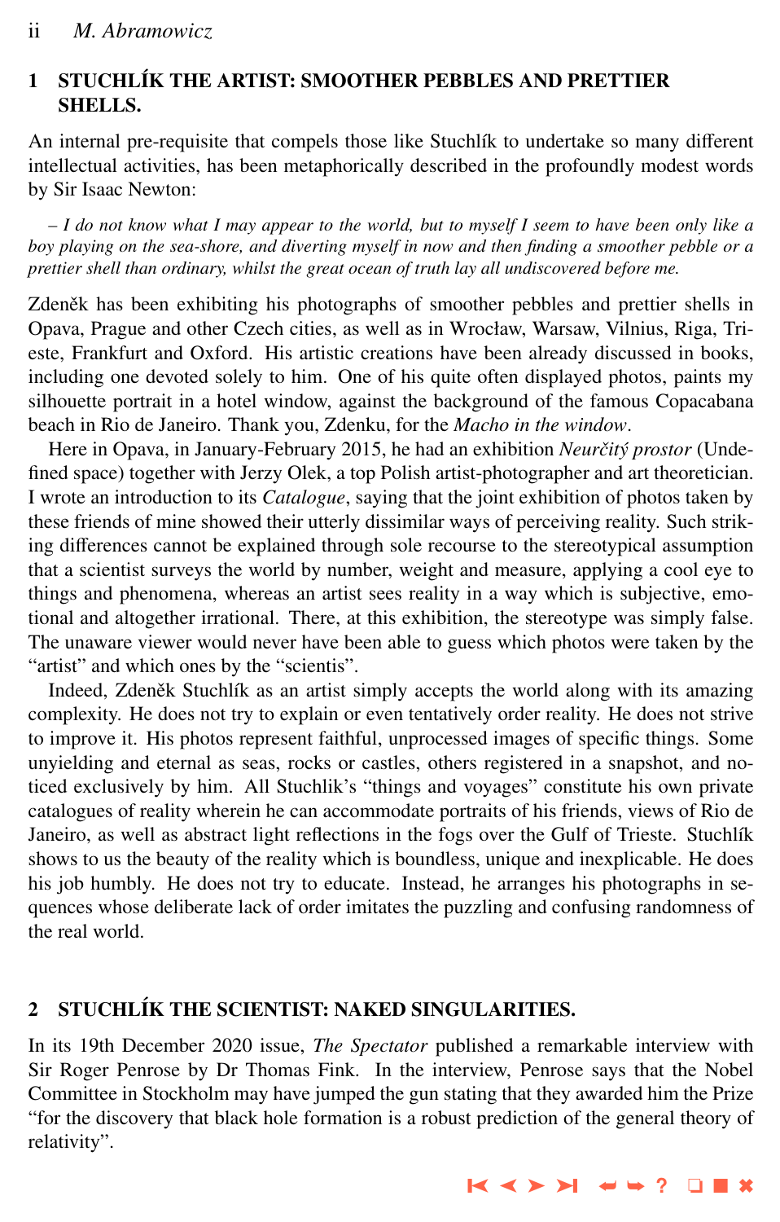## 1 STUCHLÍK THE ARTIST: SMOOTHER PEBBLES AND PRETTIER SHELLS.

An internal pre-requisite that compels those like Stuchlík to undertake so many different intellectual activities, has been metaphorically described in the profoundly modest words by Sir Isaac Newton:

*– I do not know what I may appear to the world, but to myself I seem to have been only like a boy playing on the sea-shore, and diverting myself in now and then finding a smoother pebble or a prettier shell than ordinary, whilst the great ocean of truth lay all undiscovered before me.*

Zdeněk has been exhibiting his photographs of smoother pebbles and prettier shells in Opava, Prague and other Czech cities, as well as in Wrocław, Warsaw, Vilnius, Riga, Trieste, Frankfurt and Oxford. His artistic creations have been already discussed in books, including one devoted solely to him. One of his quite often displayed photos, paints my silhouette portrait in a hotel window, against the background of the famous Copacabana beach in Rio de Janeiro. Thank you, Zdenku, for the *Macho in the window*.

Here in Opava, in January-February 2015, he had an exhibition *Neurčitý prostor* (Undefined space) together with Jerzy Olek, a top Polish artist-photographer and art theoretician. I wrote an introduction to its *Catalogue*, saying that the joint exhibition of photos taken by these friends of mine showed their utterly dissimilar ways of perceiving reality. Such striking differences cannot be explained through sole recourse to the stereotypical assumption that a scientist surveys the world by number, weight and measure, applying a cool eye to things and phenomena, whereas an artist sees reality in a way which is subjective, emotional and altogether irrational. There, at this exhibition, the stereotype was simply false. The unaware viewer would never have been able to guess which photos were taken by the "artist" and which ones by the "scientis".

Indeed, Zdeněk Stuchlík as an artist simply accepts the world along with its amazing complexity. He does not try to explain or even tentatively order reality. He does not strive to improve it. His photos represent faithful, unprocessed images of specific things. Some unyielding and eternal as seas, rocks or castles, others registered in a snapshot, and noticed exclusively by him. All Stuchlik's "things and voyages" constitute his own private catalogues of reality wherein he can accommodate portraits of his friends, views of Rio de Janeiro, as well as abstract light reflections in the fogs over the Gulf of Trieste. Stuchlík shows to us the beauty of the reality which is boundless, unique and inexplicable. He does his job humbly. He does not try to educate. Instead, he arranges his photographs in sequences whose deliberate lack of order imitates the puzzling and confusing randomness of the real world.

## 2 STUCHLÍK THE SCIENTIST: NAKED SINGULARITIES.

In its 19th December 2020 issue, *The Spectator* published a remarkable interview with Sir Roger Penrose by Dr Thomas Fink. In the interview, Penrose says that the Nobel Committee in Stockholm may have jumped the gun stating that they awarded him the Prize "for the discovery that black hole formation is a robust prediction of the general theory of relativity".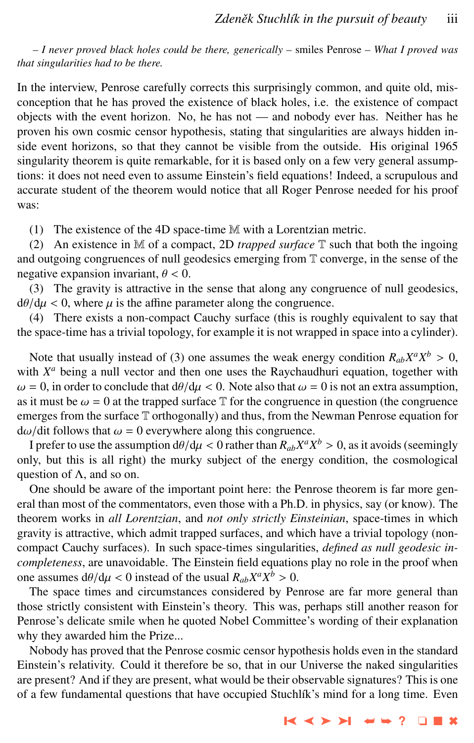– *I never proved black holes could be there, generically* – smiles Penrose – *What I proved was that singularities had to be there.*

In the interview, Penrose carefully corrects this surprisingly common, and quite old, misconception that he has proved the existence of black holes, i.e. the existence of compact objects with the event horizon. No, he has not — and nobody ever has. Neither has he proven his own cosmic censor hypothesis, stating that singularities are always hidden inside event horizons, so that they cannot be visible from the outside. His original 1965 singularity theorem is quite remarkable, for it is based only on a few very general assumptions: it does not need even to assume Einstein's field equations! Indeed, a scrupulous and accurate student of the theorem would notice that all Roger Penrose needed for his proof was:

(1) The existence of the 4D space-time $\mathbb{M}$ with a Lorentzian metric.

(2) An existence in $\mathbb{M}$ of a compact, 2D *trapped surface* $\mathbb{T}$ such that both the ingoing and outgoing congruences of null geodesics emerging from $\mathbb{T}$ converge, in the sense of the negative expansion invariant, $\theta < 0$.

(3) The gravity is attractive in the sense that along any congruence of null geodesics, $\mathrm{d}\theta/\mathrm{d}\mu < 0$, where $\mu$ is the affine parameter along the congruence.

(4) There exists a non-compact Cauchy surface (this is roughly equivalent to say that the space-time has a trivial topology, for example it is not wrapped in space into a cylinder).

Note that usually instead of (3) one assumes the weak energy condition $R_{ab}X^aX^b > 0$, with $X^a$ being a null vector and then one uses the Raychaudhuri equation, together with $\omega = 0$, in order to conclude that $\mathrm{d}\theta/\mathrm{d}\mu < 0$. Note also that $\omega = 0$ is not an extra assumption, as it must be $\omega = 0$ at the trapped surface $\mathbb{T}$ for the congruence in question (the congruence emerges from the surface $\mathbb{T}$ orthogonally) and thus, from the Newman Penrose equation for $\mathrm{d}\omega/\mathrm{dit}$ follows that $\omega = 0$ everywhere along this congruence.

I prefer to use the assumption $\mathrm{d}\theta/\mathrm{d}\mu < 0$ rather than $R_{ab}X^aX^b > 0$, as it avoids (seemingly only, but this is all right) the murky subject of the energy condition, the cosmological question of $\Lambda$, and so on.

One should be aware of the important point here: the Penrose theorem is far more general than most of the commentators, even those with a Ph.D. in physics, say (or know). The theorem works in *all Lorentzian*, and *not only strictly Einsteinian*, space-times in which gravity is attractive, which admit trapped surfaces, and which have a trivial topology (non-compact Cauchy surfaces). In such space-times singularities, *defined as null geodesic incompleteness*, are unavoidable. The Einstein field equations play no role in the proof when one assumes $\mathrm{d}\theta/\mathrm{d}\mu < 0$ instead of the usual $R_{ab}X^aX^b > 0$.

The space times and circumstances considered by Penrose are far more general than those strictly consistent with Einstein's theory. This was, perhaps still another reason for Penrose's delicate smile when he quoted Nobel Committee's wording of their explanation why they awarded him the Prize...

Nobody has proved that the Penrose cosmic censor hypothesis holds even in the standard Einstein's relativity. Could it therefore be so, that in our Universe the naked singularities are present? And if they are present, what would be their observable signatures? This is one of a few fundamental questions that have occupied Stuchlík's mind for a long time. Even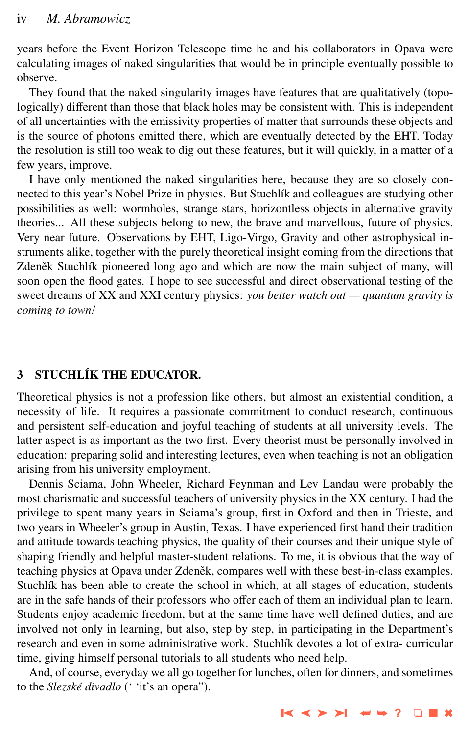years before the Event Horizon Telescope time he and his collaborators in Opava were calculating images of naked singularities that would be in principle eventually possible to observe.

They found that the naked singularity images have features that are qualitatively (topologically) different than those that black holes may be consistent with. This is independent of all uncertainties with the emissivity properties of matter that surrounds these objects and is the source of photons emitted there, which are eventually detected by the EHT. Today the resolution is still too weak to dig out these features, but it will quickly, in a matter of a few years, improve.

I have only mentioned the naked singularities here, because they are so closely connected to this year's Nobel Prize in physics. But Stuchlík and colleagues are studying other possibilities as well: wormholes, strange stars, horizontless objects in alternative gravity theories... All these subjects belong to new, the brave and marvellous, future of physics. Very near future. Observations by EHT, Ligo-Virgo, Gravity and other astrophysical instruments alike, together with the purely theoretical insight coming from the directions that Zdeněk Stuchlík pioneered long ago and which are now the main subject of many, will soon open the flood gates. I hope to see successful and direct observational testing of the sweet dreams of XX and XXI century physics: *you better watch out — quantum gravity is coming to town!*

## 3 STUCHLÍK THE EDUCATOR.

Theoretical physics is not a profession like others, but almost an existential condition, a necessity of life. It requires a passionate commitment to conduct research, continuous and persistent self-education and joyful teaching of students at all university levels. The latter aspect is as important as the two first. Every theorist must be personally involved in education: preparing solid and interesting lectures, even when teaching is not an obligation arising from his university employment.

Dennis Sciama, John Wheeler, Richard Feynman and Lev Landau were probably the most charismatic and successful teachers of university physics in the XX century. I had the privilege to spent many years in Sciama's group, first in Oxford and then in Trieste, and two years in Wheeler's group in Austin, Texas. I have experienced first hand their tradition and attitude towards teaching physics, the quality of their courses and their unique style of shaping friendly and helpful master-student relations. To me, it is obvious that the way of teaching physics at Opava under Zdeněk, compares well with these best-in-class examples. Stuchlík has been able to create the school in which, at all stages of education, students are in the safe hands of their professors who offer each of them an individual plan to learn. Students enjoy academic freedom, but at the same time have well defined duties, and are involved not only in learning, but also, step by step, in participating in the Department's research and even in some administrative work. Stuchlík devotes a lot of extra- curricular time, giving himself personal tutorials to all students who need help.

And, of course, everyday we all go together for lunches, often for dinners, and sometimes to the *Slezské divadlo* (' 'it's an opera").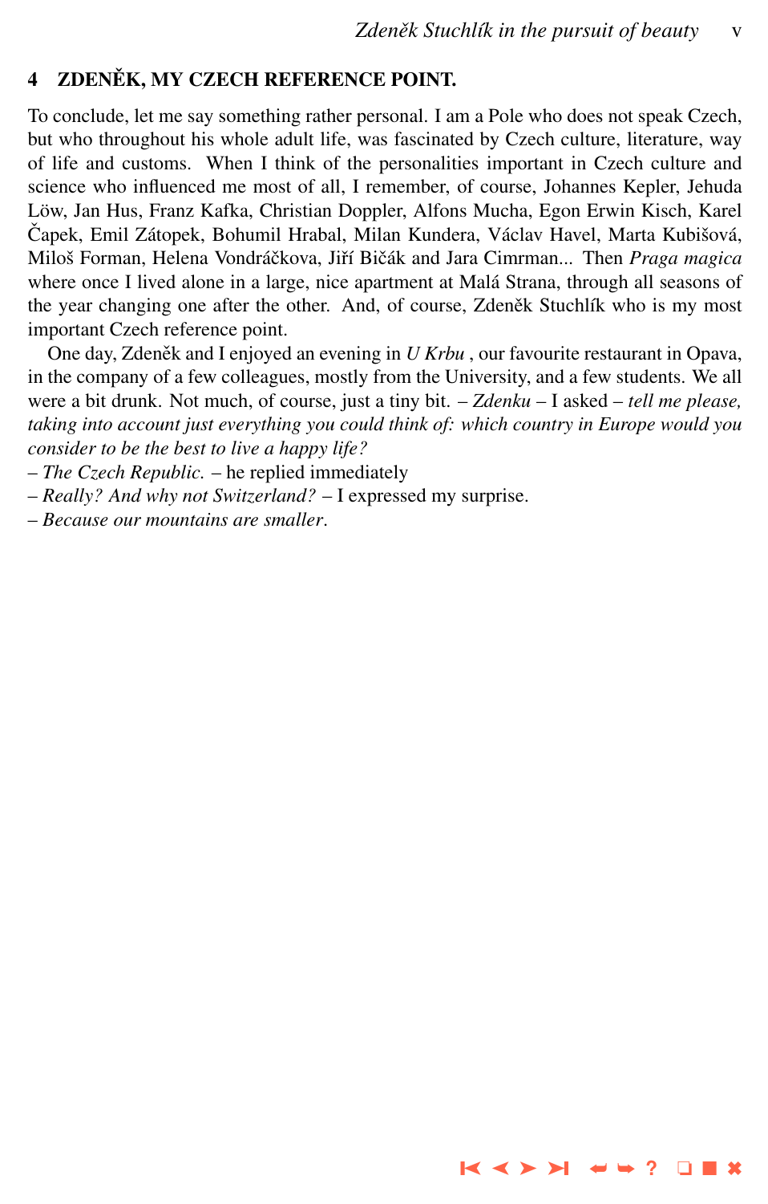## 4 ZDENĚK, MY CZECH REFERENCE POINT.

To conclude, let me say something rather personal. I am a Pole who does not speak Czech, but who throughout his whole adult life, was fascinated by Czech culture, literature, way of life and customs. When I think of the personalities important in Czech culture and science who influenced me most of all, I remember, of course, Johannes Kepler, Jehuda Löw, Jan Hus, Franz Kafka, Christian Doppler, Alfons Mucha, Egon Erwin Kisch, Karel Čapek, Emil Zátopek, Bohumil Hrabal, Milan Kundera, Václav Havel, Marta Kubišová, Miloš Forman, Helena Vondráčkova, Jiří Bičák and Jara Cimrman... Then *Praga magica* where once I lived alone in a large, nice apartment at Malá Strana, through all seasons of the year changing one after the other. And, of course, Zdeněk Stuchlík who is my most important Czech reference point.

One day, Zdeněk and I enjoyed an evening in *U Krbu* , our favourite restaurant in Opava, in the company of a few colleagues, mostly from the University, and a few students. We all were a bit drunk. Not much, of course, just a tiny bit. – *Zdenku* – I asked – *tell me please, taking into account just everything you could think of: which country in Europe would you consider to be the best to live a happy life?*

– *The Czech Republic.* – he replied immediately

– *Really? And why not Switzerland?* – I expressed my surprise.

– *Because our mountains are smaller*.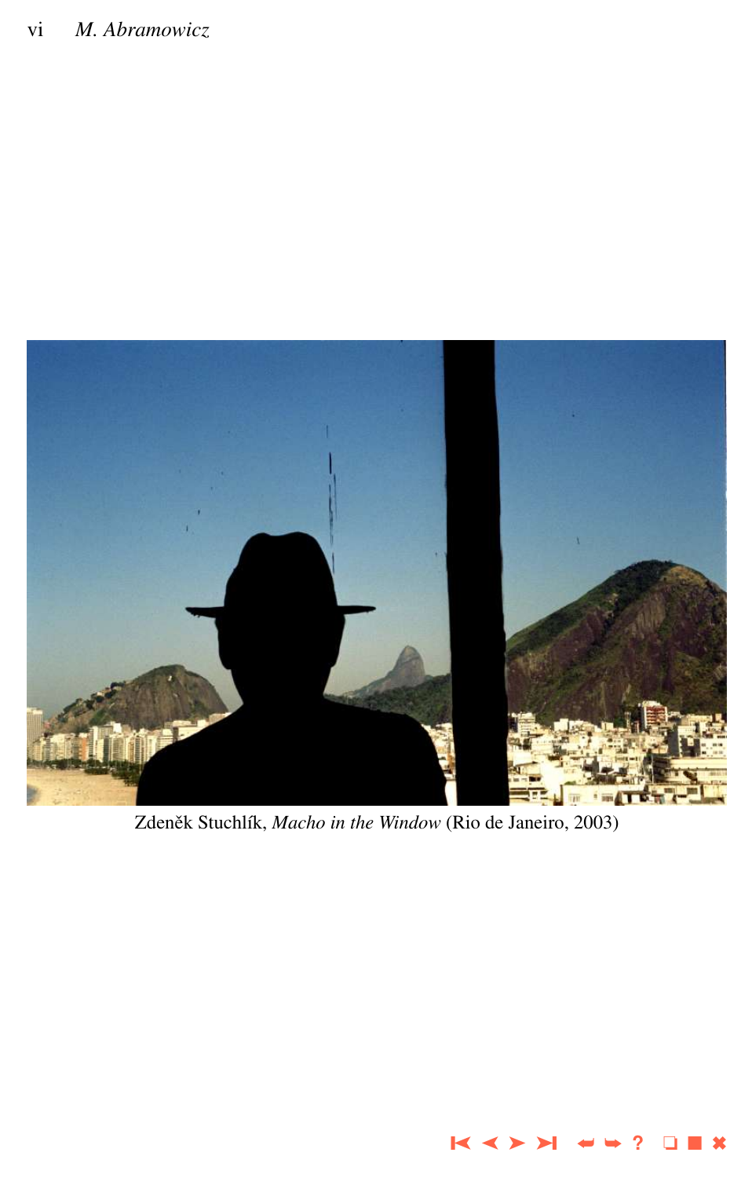Zdeněk Stuchlík, *Macho in the Window* (Rio de Janeiro, 2003)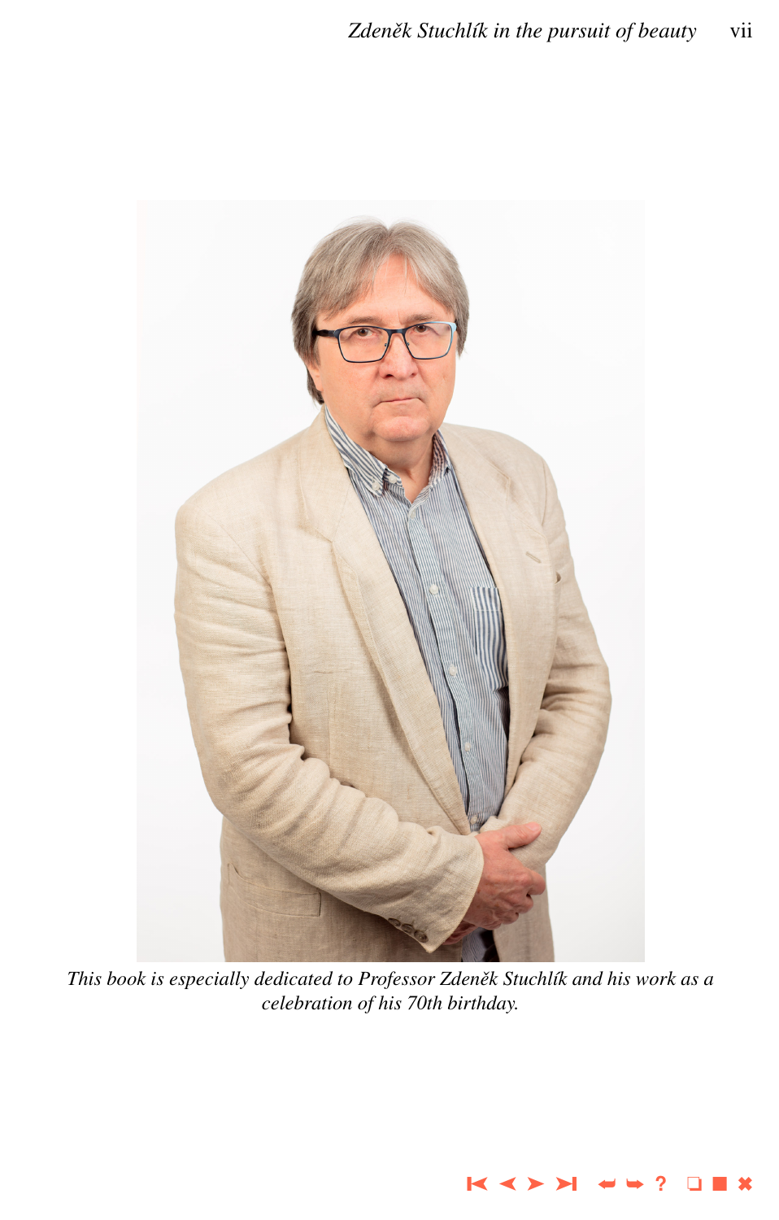*This book is especially dedicated to Professor Zdeněk Stuchlík and his work as a celebration of his 70th birthday.*